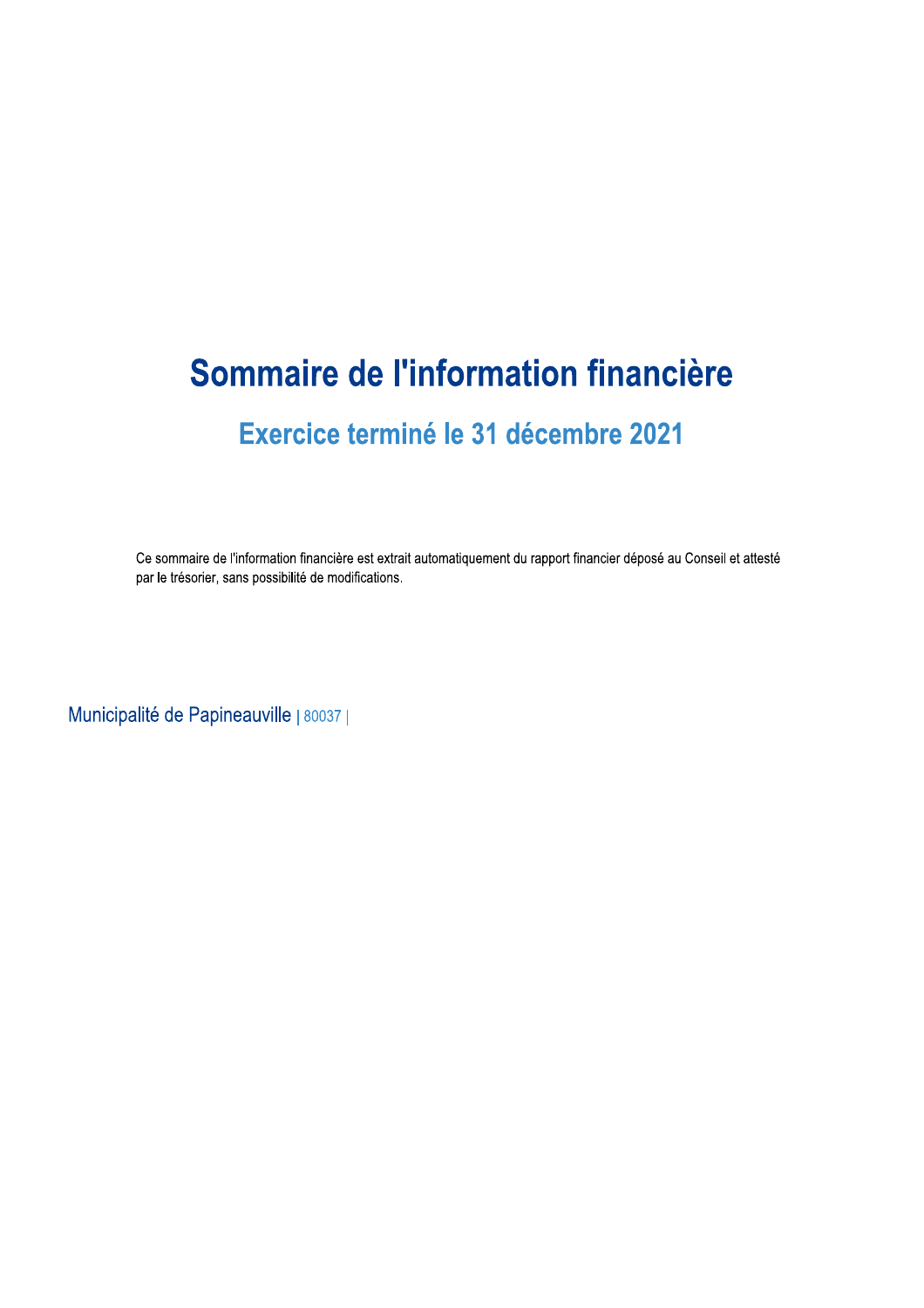# Sommaire de l'information financière

## Exercice terminé le 31 décembre 2021

Ce sommaire de l'information financière est extrait automatiquement du rapport financier déposé au Conseil et attesté par le trésorier, sans possibilité de modifications.

Municipalité de Papineauville | 80037 |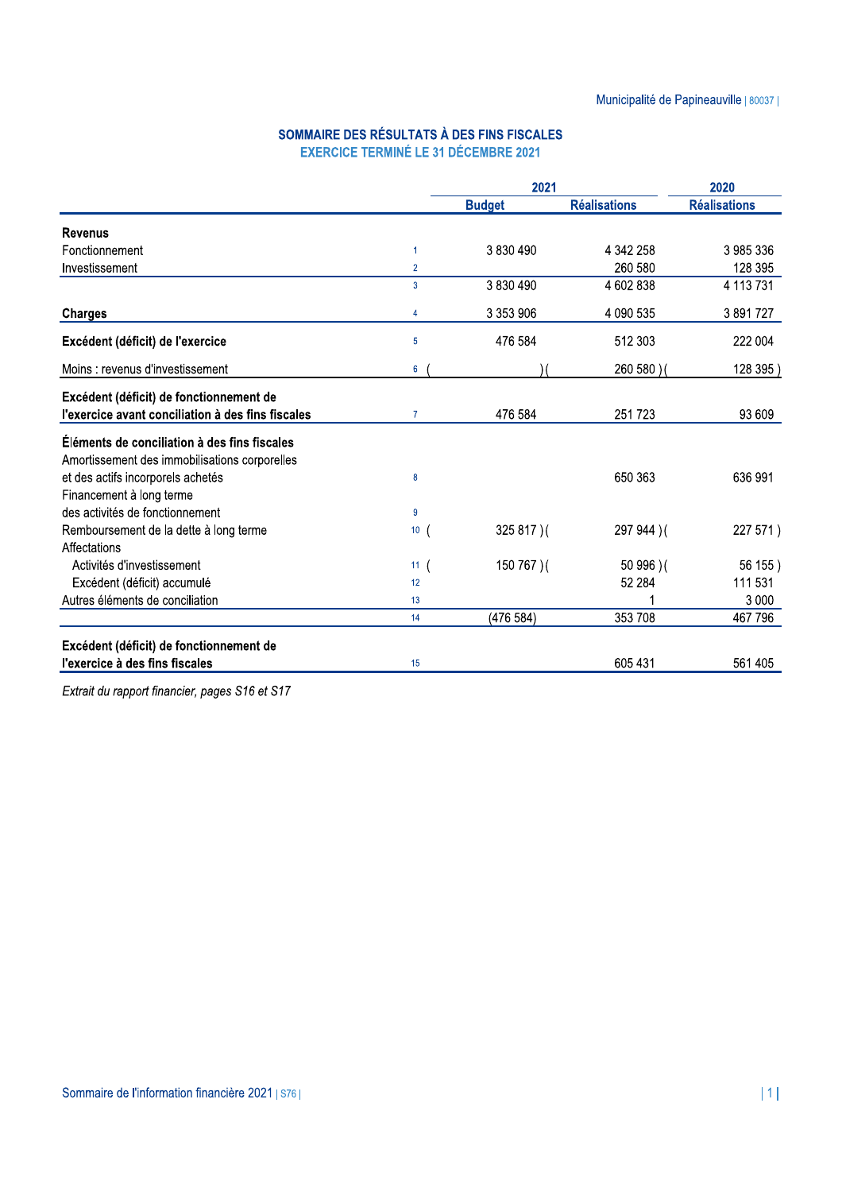Municipalité de Papineauville | 80037 |

## SOMMAIRE DES RÉSULTATS À DES FINS FISCALES
### EXERCICE TERMINÉ LE 31 DÉCEMBRE 2021

| | | 2021 | | 2020 |
|---|---|---|---|---|
| | | **Budget** | **Réalisations** | **Réalisations** |
| **Revenus** | | | | |
| Fonctionnement | 1 | 3 830 490 | 4 342 258 | 3 985 336 |
| Investissement | 2 | | 260 580 | 128 395 |
| | 3 | 3 830 490 | 4 602 838 | 4 113 731 |
| **Charges** | 4 | 3 353 906 | 4 090 535 | 3 891 727 |
| **Excédent (déficit) de l'exercice** | 5 | 476 584 | 512 303 | 222 004 |
| Moins : revenus d'investissement | 6 | ( ) | (260 580) | (128 395) |
| **Excédent (déficit) de fonctionnement de l'exercice avant conciliation à des fins fiscales** | 7 | 476 584 | 251 723 | 93 609 |
| **Éléments de conciliation à des fins fiscales** | | | | |
| Amortissement des immobilisations corporelles et des actifs incorporels achetés | 8 | | 650 363 | 636 991 |
| Financement à long terme des activités de fonctionnement | 9 | | | |
| Remboursement de la dette à long terme | 10 | (325 817) | (297 944) | (227 571) |
| Affectations | | | | |
| Activités d'investissement | 11 | (150 767) | (50 996) | (56 155) |
| Excédent (déficit) accumulé | 12 | | 52 284 | 111 531 |
| Autres éléments de conciliation | 13 | | 1 | 3 000 |
| | 14 | (476 584) | 353 708 | 467 796 |
| **Excédent (déficit) de fonctionnement de l'exercice à des fins fiscales** | 15 | | 605 431 | 561 405 |

*Extrait du rapport financier, pages S16 et S17*

Sommaire de l'information financière 2021 | S76 |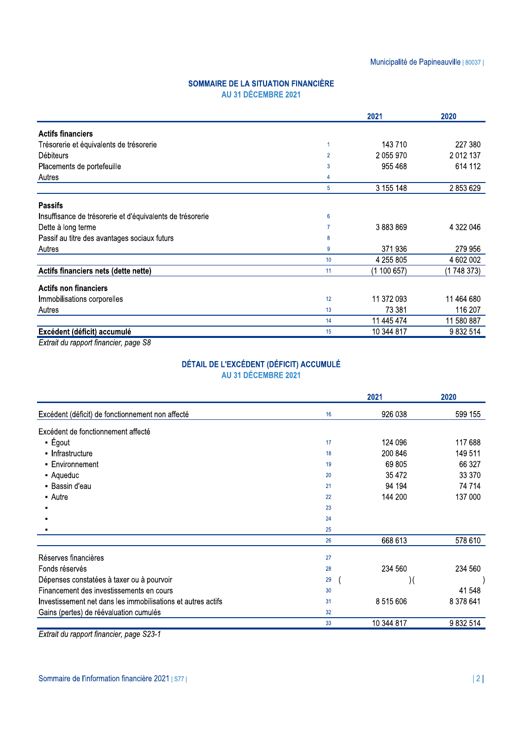## SOMMAIRE DE LA SITUATION FINANCIÈRE
### AU 31 DÉCEMBRE 2021

| | | 2021 | 2020 |
|---|---|---|---|
| **Actifs financiers** | | | |
| Trésorerie et équivalents de trésorerie | 1 | 143 710 | 227 380 |
| Débiteurs | 2 | 2 055 970 | 2 012 137 |
| Placements de portefeuille | 3 | 955 468 | 614 112 |
| Autres | 4 | | |
| | 5 | 3 155 148 | 2 853 629 |
| **Passifs** | | | |
| Insuffisance de trésorerie et d'équivalents de trésorerie | 6 | | |
| Dette à long terme | 7 | 3 883 869 | 4 322 046 |
| Passif au titre des avantages sociaux futurs | 8 | | |
| Autres | 9 | 371 936 | 279 956 |
| | 10 | 4 255 805 | 4 602 002 |
| **Actifs financiers nets (dette nette)** | 11 | (1 100 657) | (1 748 373) |
| **Actifs non financiers** | | | |
| Immobilisations corporelles | 12 | 11 372 093 | 11 464 680 |
| Autres | 13 | 73 381 | 116 207 |
| | 14 | 11 445 474 | 11 580 887 |
| **Excédent (déficit) accumulé** | 15 | 10 344 817 | 9 832 514 |

*Extrait du rapport financier, page S8*

## DÉTAIL DE L'EXCÉDENT (DÉFICIT) ACCUMULÉ
### AU 31 DÉCEMBRE 2021

| | | 2021 | 2020 |
|---|---|---|---|
| Excédent (déficit) de fonctionnement non affecté | 16 | 926 038 | 599 155 |
| Excédent de fonctionnement affecté | | | |
| ▪ Égout | 17 | 124 096 | 117 688 |
| ▪ Infrastructure | 18 | 200 846 | 149 511 |
| ▪ Environnement | 19 | 69 805 | 66 327 |
| ▪ Aqueduc | 20 | 35 472 | 33 370 |
| ▪ Bassin d'eau | 21 | 94 194 | 74 714 |
| ▪ Autre | 22 | 144 200 | 137 000 |
| ▪ | 23 | | |
| ▪ | 24 | | |
| ▪ | 25 | | |
| | 26 | 668 613 | 578 610 |
| Réserves financières | 27 | | |
| Fonds réservés | 28 | 234 560 | 234 560 |
| Dépenses constatées à taxer ou à pourvoir | 29 | ( ) | ( ) |
| Financement des investissements en cours | 30 | | 41 548 |
| Investissement net dans les immobilisations et autres actifs | 31 | 8 515 606 | 8 378 641 |
| Gains (pertes) de réévaluation cumulés | 32 | | |
| | 33 | 10 344 817 | 9 832 514 |

*Extrait du rapport financier, page S23-1*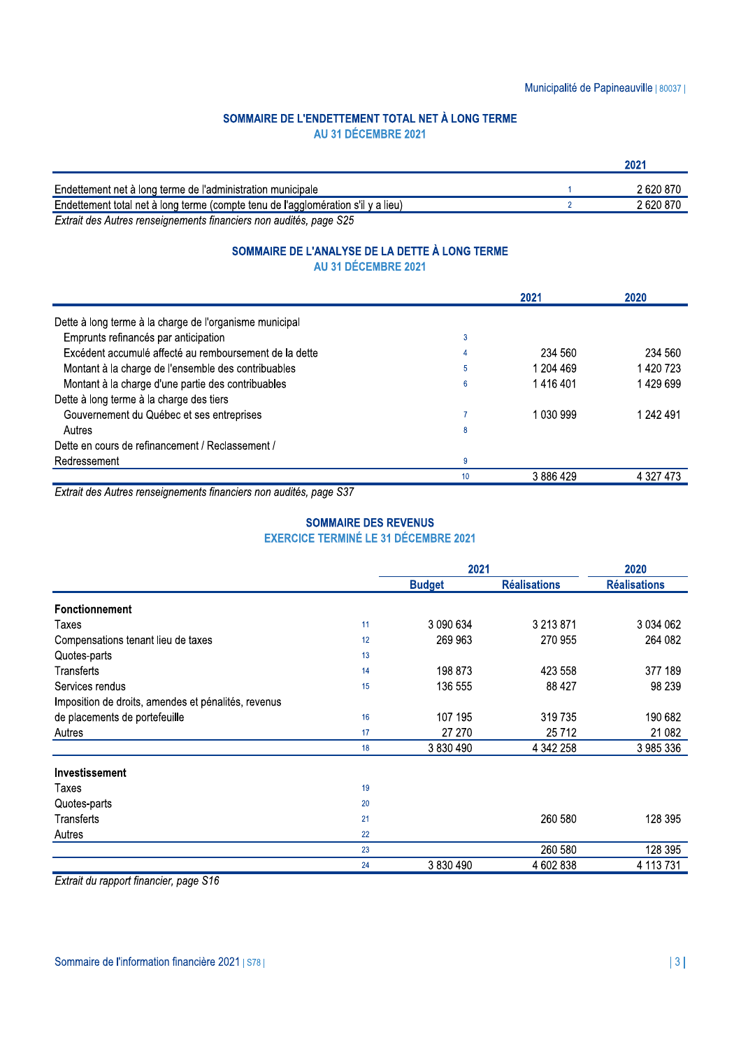## SOMMAIRE DE L'ENDETTEMENT TOTAL NET À LONG TERME
### AU 31 DÉCEMBRE 2021

| | | 2021 |
|---|---|---|
| Endettement net à long terme de l'administration municipale | 1 | 2 620 870 |
| Endettement total net à long terme (compte tenu de l'agglomération s'il y a lieu) | 2 | 2 620 870 |

*Extrait des Autres renseignements financiers non audités, page S25*

## SOMMAIRE DE L'ANALYSE DE LA DETTE À LONG TERME
### AU 31 DÉCEMBRE 2021

| | | 2021 | 2020 |
|---|---|---|---|
| Dette à long terme à la charge de l'organisme municipal | | | |
| Emprunts refinancés par anticipation | 3 | | |
| Excédent accumulé affecté au remboursement de la dette | 4 | 234 560 | 234 560 |
| Montant à la charge de l'ensemble des contribuables | 5 | 1 204 469 | 1 420 723 |
| Montant à la charge d'une partie des contribuables | 6 | 1 416 401 | 1 429 699 |
| Dette à long terme à la charge des tiers | | | |
| Gouvernement du Québec et ses entreprises | 7 | 1 030 999 | 1 242 491 |
| Autres | 8 | | |
| Dette en cours de refinancement / Reclassement / Redressement | 9 | | |
| | 10 | 3 886 429 | 4 327 473 |

*Extrait des Autres renseignements financiers non audités, page S37*

## SOMMAIRE DES REVENUS
### EXERCICE TERMINÉ LE 31 DÉCEMBRE 2021

| | | 2021 | | 2020 |
|---|---|---|---|---|
| | | Budget | Réalisations | Réalisations |
| **Fonctionnement** | | | | |
| Taxes | 11 | 3 090 634 | 3 213 871 | 3 034 062 |
| Compensations tenant lieu de taxes | 12 | 269 963 | 270 955 | 264 082 |
| Quotes-parts | 13 | | | |
| Transferts | 14 | 198 873 | 423 558 | 377 189 |
| Services rendus | 15 | 136 555 | 88 427 | 98 239 |
| Imposition de droits, amendes et pénalités, revenus de placements de portefeuille | 16 | 107 195 | 319 735 | 190 682 |
| Autres | 17 | 27 270 | 25 712 | 21 082 |
| | 18 | 3 830 490 | 4 342 258 | 3 985 336 |
| **Investissement** | | | | |
| Taxes | 19 | | | |
| Quotes-parts | 20 | | | |
| Transferts | 21 | | 260 580 | 128 395 |
| Autres | 22 | | | |
| | 23 | | 260 580 | 128 395 |
| | 24 | 3 830 490 | 4 602 838 | 4 113 731 |

*Extrait du rapport financier, page S16*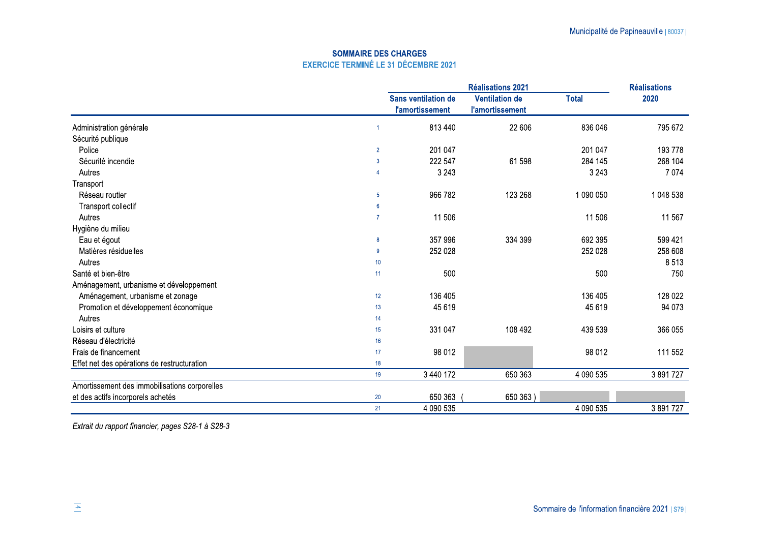## SOMMAIRE DES CHARGES
### EXERCICE TERMINÉ LE 31 DÉCEMBRE 2021

| | | Réalisations 2021 | | | Réalisations 2020 |
|---|---|---|---|---|---|
| | | Sans ventilation de l'amortissement | Ventilation de l'amortissement | Total | |
| Administration générale | 1 | 813 440 | 22 606 | 836 046 | 795 672 |
| Sécurité publique | | | | | |
| Police | 2 | 201 047 | | 201 047 | 193 778 |
| Sécurité incendie | 3 | 222 547 | 61 598 | 284 145 | 268 104 |
| Autres | 4 | 3 243 | | 3 243 | 7 074 |
| Transport | | | | | |
| Réseau routier | 5 | 966 782 | 123 268 | 1 090 050 | 1 048 538 |
| Transport collectif | 6 | | | | |
| Autres | 7 | 11 506 | | 11 506 | 11 567 |
| Hygiène du milieu | | | | | |
| Eau et égout | 8 | 357 996 | 334 399 | 692 395 | 599 421 |
| Matières résiduelles | 9 | 252 028 | | 252 028 | 258 608 |
| Autres | 10 | | | | 8 513 |
| Santé et bien-être | 11 | 500 | | 500 | 750 |
| Aménagement, urbanisme et développement | | | | | |
| Aménagement, urbanisme et zonage | 12 | 136 405 | | 136 405 | 128 022 |
| Promotion et développement économique | 13 | 45 619 | | 45 619 | 94 073 |
| Autres | 14 | | | | |
| Loisirs et culture | 15 | 331 047 | 108 492 | 439 539 | 366 055 |
| Réseau d'électricité | 16 | | | | |
| Frais de financement | 17 | 98 012 | | 98 012 | 111 552 |
| Effet net des opérations de restructuration | 18 | | | | |
| | 19 | 3 440 172 | 650 363 | 4 090 535 | 3 891 727 |
| Amortissement des immobilisations corporelles et des actifs incorporels achetés | 20 | 650 363 | (650 363) | | |
| | 21 | 4 090 535 | | 4 090 535 | 3 891 727 |

*Extrait du rapport financier, pages S28-1 à S28-3*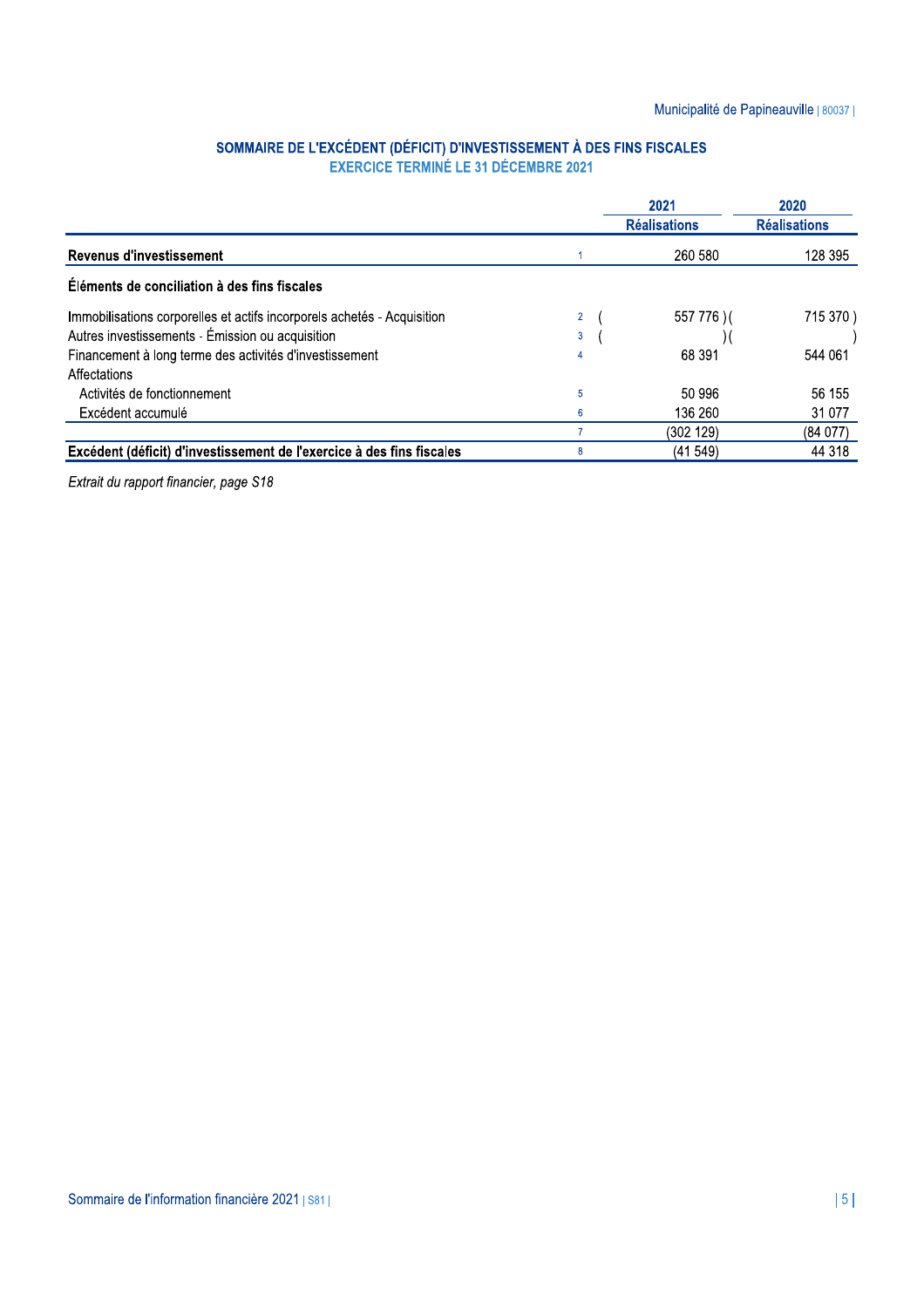## SOMMAIRE DE L'EXCÉDENT (DÉFICIT) D'INVESTISSEMENT À DES FINS FISCALES
### EXERCICE TERMINÉ LE 31 DÉCEMBRE 2021

| | | 2021 Réalisations | 2020 Réalisations |
|---|---|---|---|
| **Revenus d'investissement** | 1 | 260 580 | 128 395 |
| **Éléments de conciliation à des fins fiscales** | | | |
| Immobilisations corporelles et actifs incorporels achetés - Acquisition | 2 | ( 557 776 ) | ( 715 370 ) |
| Autres investissements - Émission ou acquisition | 3 | ( ) | ( ) |
| Financement à long terme des activités d'investissement | 4 | 68 391 | 544 061 |
| Affectations | | | |
| Activités de fonctionnement | 5 | 50 996 | 56 155 |
| Excédent accumulé | 6 | 136 260 | 31 077 |
| | 7 | (302 129) | (84 077) |
| **Excédent (déficit) d'investissement de l'exercice à des fins fiscales** | 8 | (41 549) | 44 318 |

*Extrait du rapport financier, page S18*